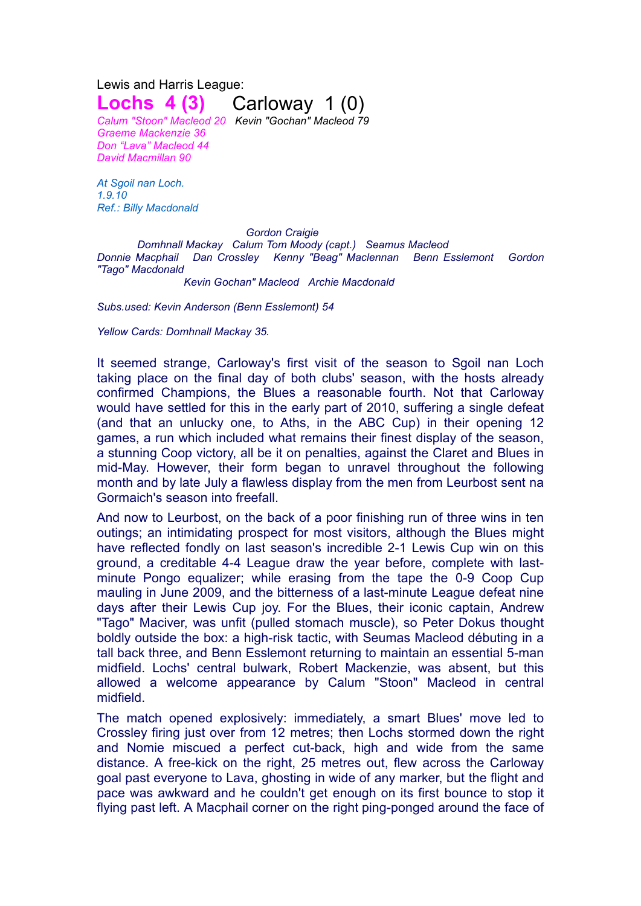Lewis and Harris League:

# Lochs 4 (3) Carloway 1 (0)

*Calum "Stoon" Macleod 20* *Kevin "Gochan" Macleod 79*
*Graeme Mackenzie 36*
*Don "Lava" Macleod 44*
*David Macmillan 90*

*At Sgoil nan Loch.*
*1.9.10*
*Ref.: Billy Macdonald*

*Gordon Craigie*
*Domhnall Mackay Calum Tom Moody (capt.) Seamus Macleod*
*Donnie Macphail Dan Crossley Kenny "Beag" Maclennan Benn Esslemont Gordon "Tago" Macdonald*
*Kevin Gochan" Macleod Archie Macdonald*

*Subs.used: Kevin Anderson (Benn Esslemont) 54*

*Yellow Cards: Domhnall Mackay 35.*

It seemed strange, Carloway's first visit of the season to Sgoil nan Loch taking place on the final day of both clubs' season, with the hosts already confirmed Champions, the Blues a reasonable fourth. Not that Carloway would have settled for this in the early part of 2010, suffering a single defeat (and that an unlucky one, to Aths, in the ABC Cup) in their opening 12 games, a run which included what remains their finest display of the season, a stunning Coop victory, all be it on penalties, against the Claret and Blues in mid-May. However, their form began to unravel throughout the following month and by late July a flawless display from the men from Leurbost sent na Gormaich's season into freefall.

And now to Leurbost, on the back of a poor finishing run of three wins in ten outings; an intimidating prospect for most visitors, although the Blues might have reflected fondly on last season's incredible 2-1 Lewis Cup win on this ground, a creditable 4-4 League draw the year before, complete with last-minute Pongo equalizer; while erasing from the tape the 0-9 Coop Cup mauling in June 2009, and the bitterness of a last-minute League defeat nine days after their Lewis Cup joy. For the Blues, their iconic captain, Andrew "Tago" Maciver, was unfit (pulled stomach muscle), so Peter Dokus thought boldly outside the box: a high-risk tactic, with Seumas Macleod débuting in a tall back three, and Benn Esslemont returning to maintain an essential 5-man midfield. Lochs' central bulwark, Robert Mackenzie, was absent, but this allowed a welcome appearance by Calum "Stoon" Macleod in central midfield.

The match opened explosively: immediately, a smart Blues' move led to Crossley firing just over from 12 metres; then Lochs stormed down the right and Nomie miscued a perfect cut-back, high and wide from the same distance. A free-kick on the right, 25 metres out, flew across the Carloway goal past everyone to Lava, ghosting in wide of any marker, but the flight and pace was awkward and he couldn't get enough on its first bounce to stop it flying past left. A Macphail corner on the right ping-ponged around the face of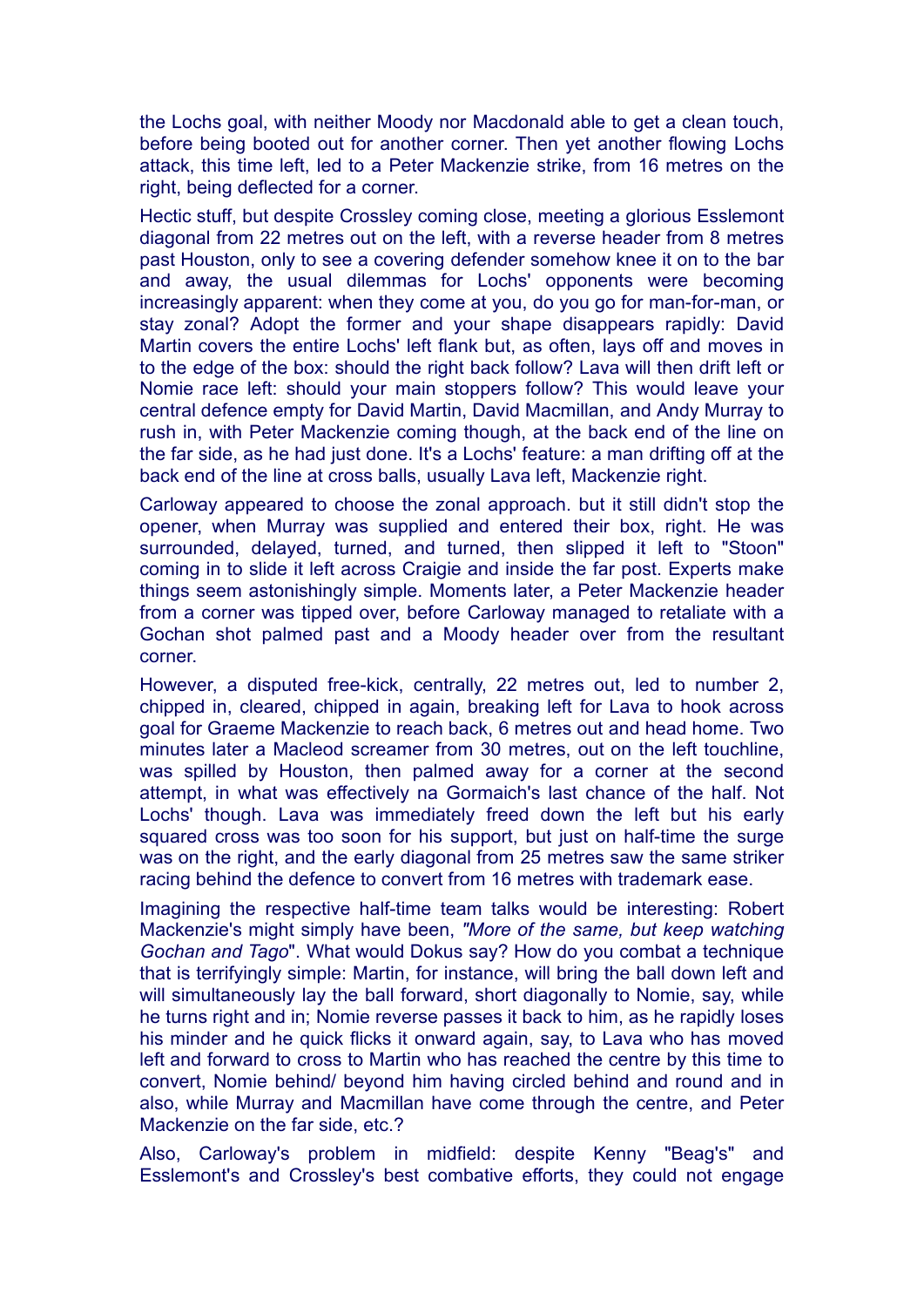the Lochs goal, with neither Moody nor Macdonald able to get a clean touch, before being booted out for another corner. Then yet another flowing Lochs attack, this time left, led to a Peter Mackenzie strike, from 16 metres on the right, being deflected for a corner.

Hectic stuff, but despite Crossley coming close, meeting a glorious Esslemont diagonal from 22 metres out on the left, with a reverse header from 8 metres past Houston, only to see a covering defender somehow knee it on to the bar and away, the usual dilemmas for Lochs' opponents were becoming increasingly apparent: when they come at you, do you go for man-for-man, or stay zonal? Adopt the former and your shape disappears rapidly: David Martin covers the entire Lochs' left flank but, as often, lays off and moves in to the edge of the box: should the right back follow? Lava will then drift left or Nomie race left: should your main stoppers follow? This would leave your central defence empty for David Martin, David Macmillan, and Andy Murray to rush in, with Peter Mackenzie coming though, at the back end of the line on the far side, as he had just done. It's a Lochs' feature: a man drifting off at the back end of the line at cross balls, usually Lava left, Mackenzie right.

Carloway appeared to choose the zonal approach. but it still didn't stop the opener, when Murray was supplied and entered their box, right. He was surrounded, delayed, turned, and turned, then slipped it left to "Stoon" coming in to slide it left across Craigie and inside the far post. Experts make things seem astonishingly simple. Moments later, a Peter Mackenzie header from a corner was tipped over, before Carloway managed to retaliate with a Gochan shot palmed past and a Moody header over from the resultant corner.

However, a disputed free-kick, centrally, 22 metres out, led to number 2, chipped in, cleared, chipped in again, breaking left for Lava to hook across goal for Graeme Mackenzie to reach back, 6 metres out and head home. Two minutes later a Macleod screamer from 30 metres, out on the left touchline, was spilled by Houston, then palmed away for a corner at the second attempt, in what was effectively na Gormaich's last chance of the half. Not Lochs' though. Lava was immediately freed down the left but his early squared cross was too soon for his support, but just on half-time the surge was on the right, and the early diagonal from 25 metres saw the same striker racing behind the defence to convert from 16 metres with trademark ease.

Imagining the respective half-time team talks would be interesting: Robert Mackenzie's might simply have been, *"More of the same, but keep watching Gochan and Tago*". What would Dokus say? How do you combat a technique that is terrifyingly simple: Martin, for instance, will bring the ball down left and will simultaneously lay the ball forward, short diagonally to Nomie, say, while he turns right and in; Nomie reverse passes it back to him, as he rapidly loses his minder and he quick flicks it onward again, say, to Lava who has moved left and forward to cross to Martin who has reached the centre by this time to convert, Nomie behind/ beyond him having circled behind and round and in also, while Murray and Macmillan have come through the centre, and Peter Mackenzie on the far side, etc.?

Also, Carloway's problem in midfield: despite Kenny "Beag's" and Esslemont's and Crossley's best combative efforts, they could not engage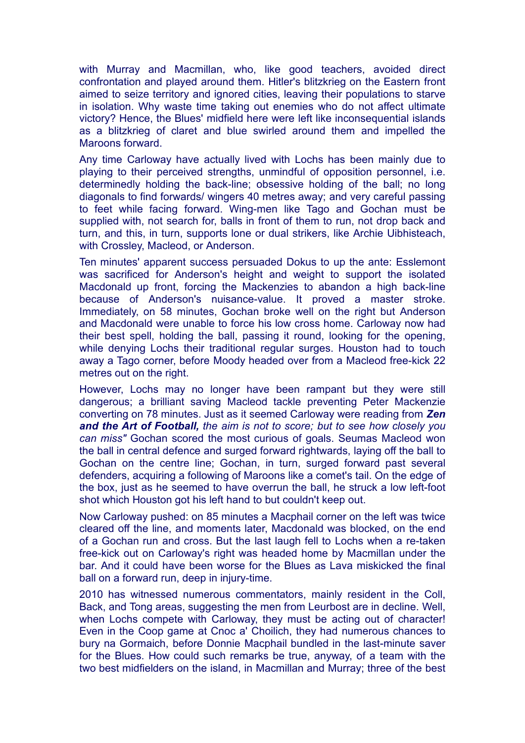with Murray and Macmillan, who, like good teachers, avoided direct confrontation and played around them. Hitler's blitzkrieg on the Eastern front aimed to seize territory and ignored cities, leaving their populations to starve in isolation. Why waste time taking out enemies who do not affect ultimate victory? Hence, the Blues' midfield here were left like inconsequential islands as a blitzkrieg of claret and blue swirled around them and impelled the Maroons forward.

Any time Carloway have actually lived with Lochs has been mainly due to playing to their perceived strengths, unmindful of opposition personnel, i.e. determinedly holding the back-line; obsessive holding of the ball; no long diagonals to find forwards/ wingers 40 metres away; and very careful passing to feet while facing forward. Wing-men like Tago and Gochan must be supplied with, not search for, balls in front of them to run, not drop back and turn, and this, in turn, supports lone or dual strikers, like Archie Uibhisteach, with Crossley, Macleod, or Anderson.

Ten minutes' apparent success persuaded Dokus to up the ante: Esslemont was sacrificed for Anderson's height and weight to support the isolated Macdonald up front, forcing the Mackenzies to abandon a high back-line because of Anderson's nuisance-value. It proved a master stroke. Immediately, on 58 minutes, Gochan broke well on the right but Anderson and Macdonald were unable to force his low cross home. Carloway now had their best spell, holding the ball, passing it round, looking for the opening, while denying Lochs their traditional regular surges. Houston had to touch away a Tago corner, before Moody headed over from a Macleod free-kick 22 metres out on the right.

However, Lochs may no longer have been rampant but they were still dangerous; a brilliant saving Macleod tackle preventing Peter Mackenzie converting on 78 minutes. Just as it seemed Carloway were reading from ***Zen and the Art of Football,*** *the aim is not to score; but to see how closely you can miss"* Gochan scored the most curious of goals. Seumas Macleod won the ball in central defence and surged forward rightwards, laying off the ball to Gochan on the centre line; Gochan, in turn, surged forward past several defenders, acquiring a following of Maroons like a comet's tail. On the edge of the box, just as he seemed to have overrun the ball, he struck a low left-foot shot which Houston got his left hand to but couldn't keep out.

Now Carloway pushed: on 85 minutes a Macphail corner on the left was twice cleared off the line, and moments later, Macdonald was blocked, on the end of a Gochan run and cross. But the last laugh fell to Lochs when a re-taken free-kick out on Carloway's right was headed home by Macmillan under the bar. And it could have been worse for the Blues as Lava miskicked the final ball on a forward run, deep in injury-time.

2010 has witnessed numerous commentators, mainly resident in the Coll, Back, and Tong areas, suggesting the men from Leurbost are in decline. Well, when Lochs compete with Carloway, they must be acting out of character! Even in the Coop game at Cnoc a' Choilich, they had numerous chances to bury na Gormaich, before Donnie Macphail bundled in the last-minute saver for the Blues. How could such remarks be true, anyway, of a team with the two best midfielders on the island, in Macmillan and Murray; three of the best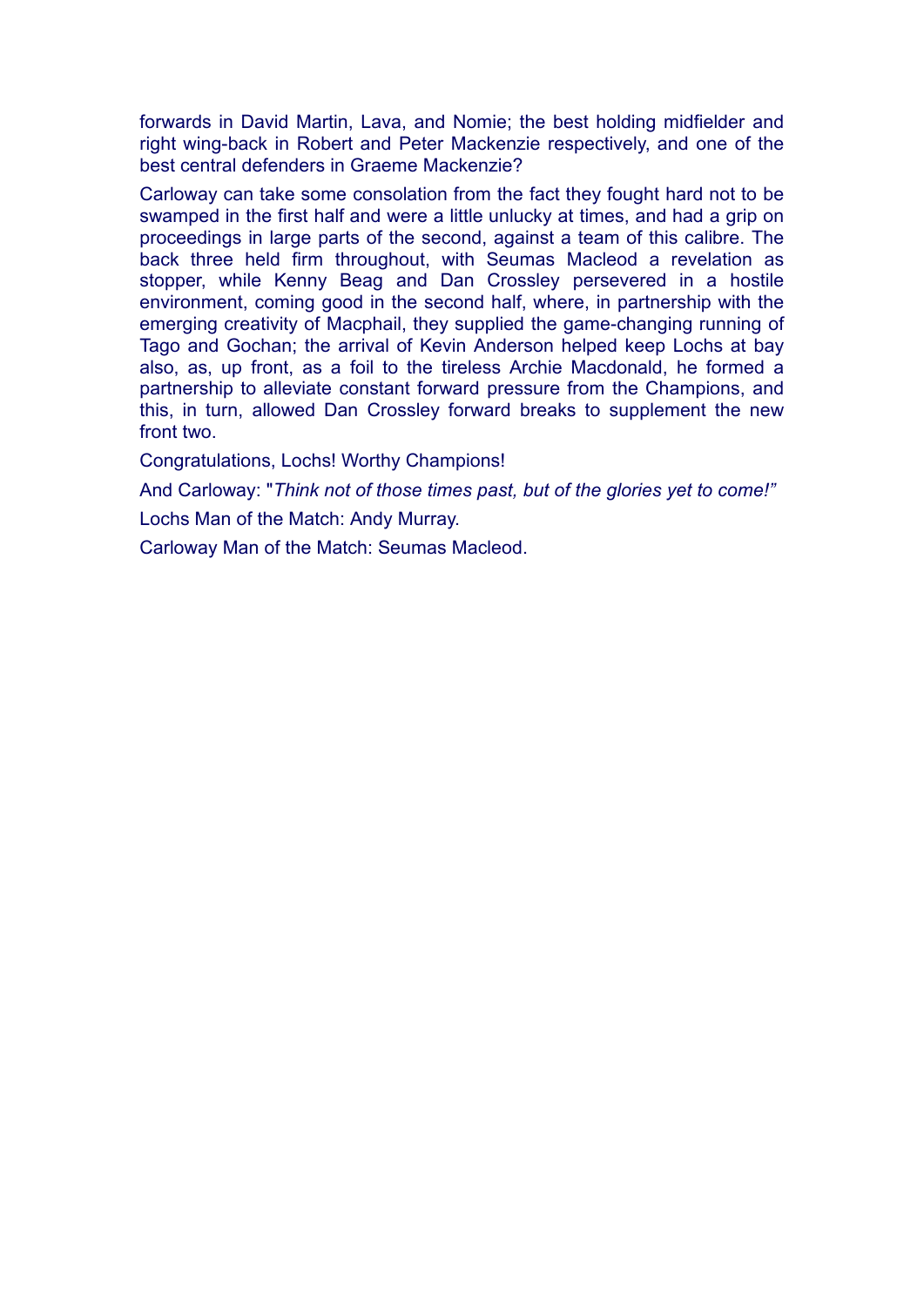forwards in David Martin, Lava, and Nomie; the best holding midfielder and right wing-back in Robert and Peter Mackenzie respectively, and one of the best central defenders in Graeme Mackenzie?

Carloway can take some consolation from the fact they fought hard not to be swamped in the first half and were a little unlucky at times, and had a grip on proceedings in large parts of the second, against a team of this calibre. The back three held firm throughout, with Seumas Macleod a revelation as stopper, while Kenny Beag and Dan Crossley persevered in a hostile environment, coming good in the second half, where, in partnership with the emerging creativity of Macphail, they supplied the game-changing running of Tago and Gochan; the arrival of Kevin Anderson helped keep Lochs at bay also, as, up front, as a foil to the tireless Archie Macdonald, he formed a partnership to alleviate constant forward pressure from the Champions, and this, in turn, allowed Dan Crossley forward breaks to supplement the new front two.

Congratulations, Lochs! Worthy Champions!

And Carloway: "*Think not of those times past, but of the glories yet to come!*"

Lochs Man of the Match: Andy Murray.

Carloway Man of the Match: Seumas Macleod.